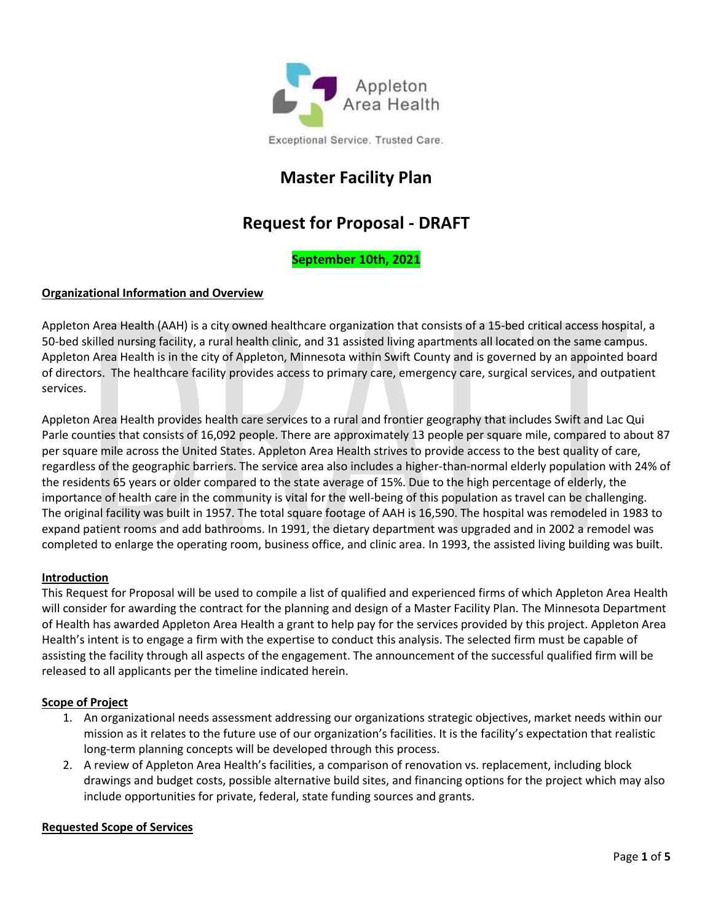Appleton Area Health

Exceptional Service. Trusted Care.

# Master Facility Plan

# Request for Proposal - DRAFT

**September 10th, 2021**

## Organizational Information and Overview

Appleton Area Health (AAH) is a city owned healthcare organization that consists of a 15-bed critical access hospital, a 50-bed skilled nursing facility, a rural health clinic, and 31 assisted living apartments all located on the same campus. Appleton Area Health is in the city of Appleton, Minnesota within Swift County and is governed by an appointed board of directors. The healthcare facility provides access to primary care, emergency care, surgical services, and outpatient services.

Appleton Area Health provides health care services to a rural and frontier geography that includes Swift and Lac Qui Parle counties that consists of 16,092 people. There are approximately 13 people per square mile, compared to about 87 per square mile across the United States. Appleton Area Health strives to provide access to the best quality of care, regardless of the geographic barriers. The service area also includes a higher-than-normal elderly population with 24% of the residents 65 years or older compared to the state average of 15%. Due to the high percentage of elderly, the importance of health care in the community is vital for the well-being of this population as travel can be challenging. The original facility was built in 1957. The total square footage of AAH is 16,590. The hospital was remodeled in 1983 to expand patient rooms and add bathrooms. In 1991, the dietary department was upgraded and in 2002 a remodel was completed to enlarge the operating room, business office, and clinic area. In 1993, the assisted living building was built.

## Introduction

This Request for Proposal will be used to compile a list of qualified and experienced firms of which Appleton Area Health will consider for awarding the contract for the planning and design of a Master Facility Plan. The Minnesota Department of Health has awarded Appleton Area Health a grant to help pay for the services provided by this project. Appleton Area Health's intent is to engage a firm with the expertise to conduct this analysis. The selected firm must be capable of assisting the facility through all aspects of the engagement. The announcement of the successful qualified firm will be released to all applicants per the timeline indicated herein.

## Scope of Project

1. An organizational needs assessment addressing our organizations strategic objectives, market needs within our mission as it relates to the future use of our organization's facilities. It is the facility's expectation that realistic long-term planning concepts will be developed through this process.
2. A review of Appleton Area Health's facilities, a comparison of renovation vs. replacement, including block drawings and budget costs, possible alternative build sites, and financing options for the project which may also include opportunities for private, federal, state funding sources and grants.

## Requested Scope of Services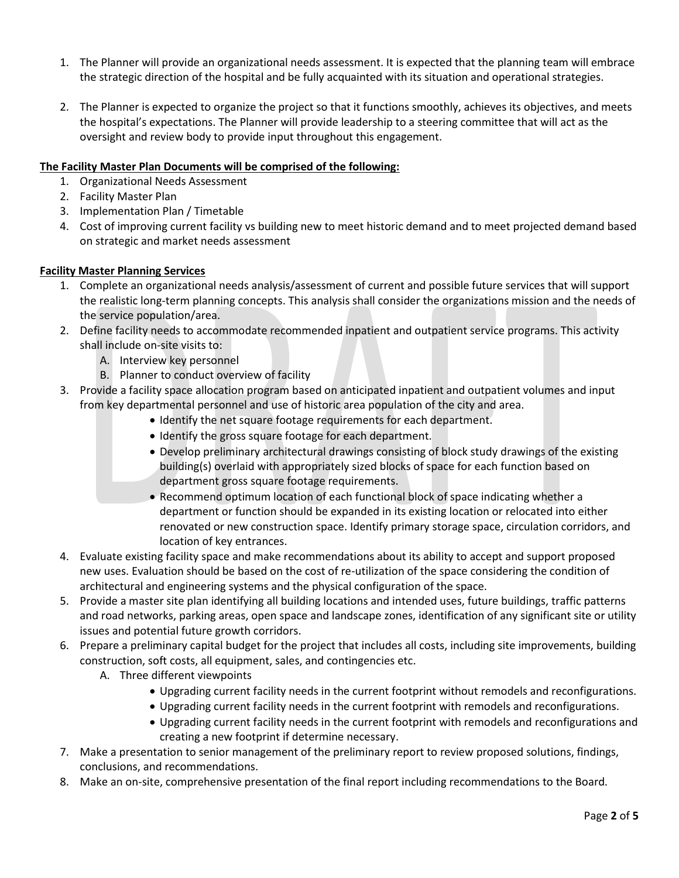1. The Planner will provide an organizational needs assessment. It is expected that the planning team will embrace the strategic direction of the hospital and be fully acquainted with its situation and operational strategies.

2. The Planner is expected to organize the project so that it functions smoothly, achieves its objectives, and meets the hospital's expectations. The Planner will provide leadership to a steering committee that will act as the oversight and review body to provide input throughout this engagement.

**The Facility Master Plan Documents will be comprised of the following:**

1. Organizational Needs Assessment
2. Facility Master Plan
3. Implementation Plan / Timetable
4. Cost of improving current facility vs building new to meet historic demand and to meet projected demand based on strategic and market needs assessment

**Facility Master Planning Services**

1. Complete an organizational needs analysis/assessment of current and possible future services that will support the realistic long-term planning concepts. This analysis shall consider the organizations mission and the needs of the service population/area.
2. Define facility needs to accommodate recommended inpatient and outpatient service programs. This activity shall include on-site visits to:
   A. Interview key personnel
   B. Planner to conduct overview of facility
3. Provide a facility space allocation program based on anticipated inpatient and outpatient volumes and input from key departmental personnel and use of historic area population of the city and area.
   - Identify the net square footage requirements for each department.
   - Identify the gross square footage for each department.
   - Develop preliminary architectural drawings consisting of block study drawings of the existing building(s) overlaid with appropriately sized blocks of space for each function based on department gross square footage requirements.
   - Recommend optimum location of each functional block of space indicating whether a department or function should be expanded in its existing location or relocated into either renovated or new construction space. Identify primary storage space, circulation corridors, and location of key entrances.
4. Evaluate existing facility space and make recommendations about its ability to accept and support proposed new uses. Evaluation should be based on the cost of re-utilization of the space considering the condition of architectural and engineering systems and the physical configuration of the space.
5. Provide a master site plan identifying all building locations and intended uses, future buildings, traffic patterns and road networks, parking areas, open space and landscape zones, identification of any significant site or utility issues and potential future growth corridors.
6. Prepare a preliminary capital budget for the project that includes all costs, including site improvements, building construction, soft costs, all equipment, sales, and contingencies etc.
   A. Three different viewpoints
      - Upgrading current facility needs in the current footprint without remodels and reconfigurations.
      - Upgrading current facility needs in the current footprint with remodels and reconfigurations.
      - Upgrading current facility needs in the current footprint with remodels and reconfigurations and creating a new footprint if determine necessary.
7. Make a presentation to senior management of the preliminary report to review proposed solutions, findings, conclusions, and recommendations.
8. Make an on-site, comprehensive presentation of the final report including recommendations to the Board.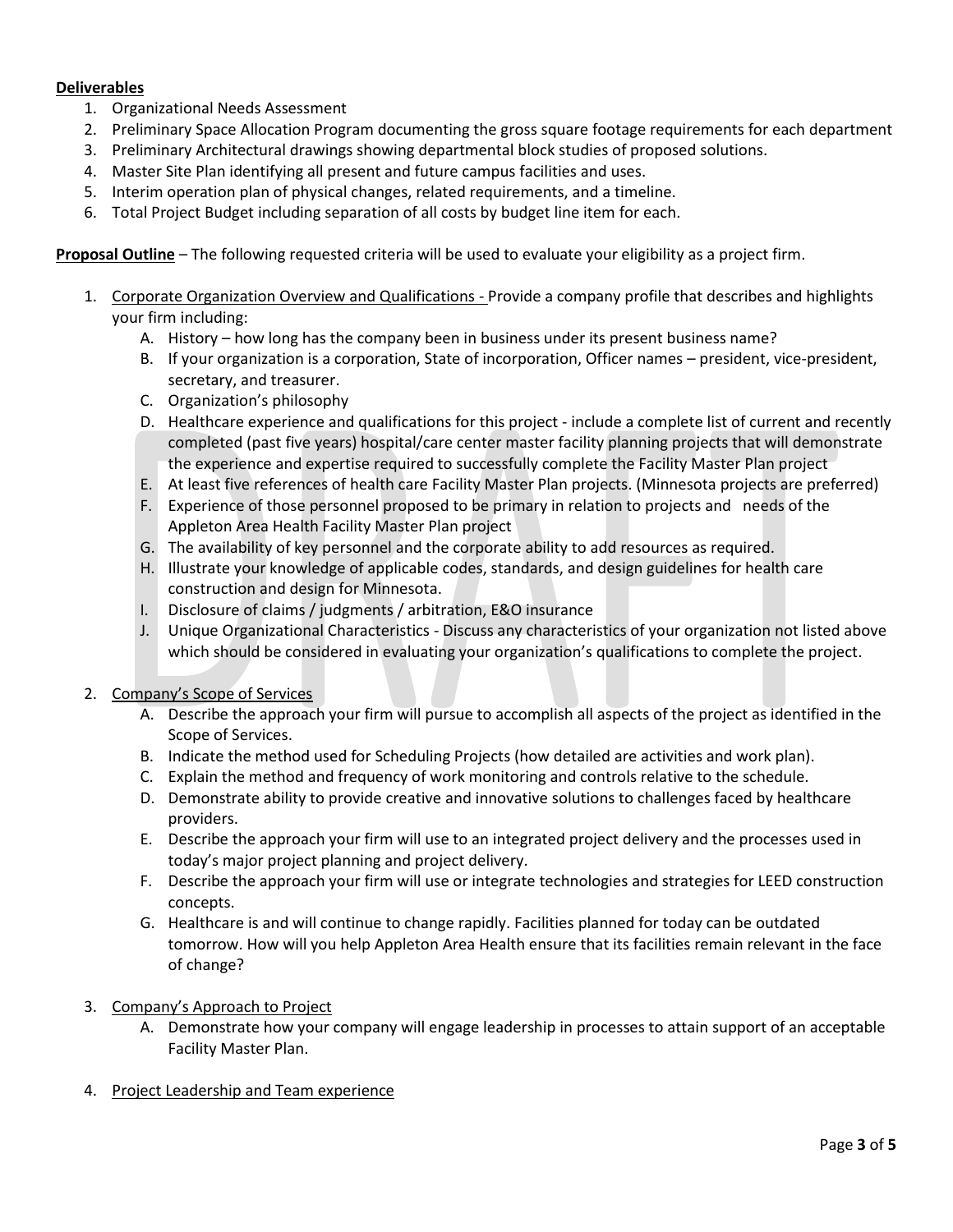**Deliverables**

1. Organizational Needs Assessment
2. Preliminary Space Allocation Program documenting the gross square footage requirements for each department
3. Preliminary Architectural drawings showing departmental block studies of proposed solutions.
4. Master Site Plan identifying all present and future campus facilities and uses.
5. Interim operation plan of physical changes, related requirements, and a timeline.
6. Total Project Budget including separation of all costs by budget line item for each.

**Proposal Outline** – The following requested criteria will be used to evaluate your eligibility as a project firm.

1. Corporate Organization Overview and Qualifications - Provide a company profile that describes and highlights your firm including:
   A. History – how long has the company been in business under its present business name?
   B. If your organization is a corporation, State of incorporation, Officer names – president, vice-president, secretary, and treasurer.
   C. Organization's philosophy
   D. Healthcare experience and qualifications for this project - include a complete list of current and recently completed (past five years) hospital/care center master facility planning projects that will demonstrate the experience and expertise required to successfully complete the Facility Master Plan project
   E. At least five references of health care Facility Master Plan projects. (Minnesota projects are preferred)
   F. Experience of those personnel proposed to be primary in relation to projects and needs of the Appleton Area Health Facility Master Plan project
   G. The availability of key personnel and the corporate ability to add resources as required.
   H. Illustrate your knowledge of applicable codes, standards, and design guidelines for health care construction and design for Minnesota.
   I. Disclosure of claims / judgments / arbitration, E&O insurance
   J. Unique Organizational Characteristics - Discuss any characteristics of your organization not listed above which should be considered in evaluating your organization's qualifications to complete the project.

2. Company's Scope of Services
   A. Describe the approach your firm will pursue to accomplish all aspects of the project as identified in the Scope of Services.
   B. Indicate the method used for Scheduling Projects (how detailed are activities and work plan).
   C. Explain the method and frequency of work monitoring and controls relative to the schedule.
   D. Demonstrate ability to provide creative and innovative solutions to challenges faced by healthcare providers.
   E. Describe the approach your firm will use to an integrated project delivery and the processes used in today's major project planning and project delivery.
   F. Describe the approach your firm will use or integrate technologies and strategies for LEED construction concepts.
   G. Healthcare is and will continue to change rapidly. Facilities planned for today can be outdated tomorrow. How will you help Appleton Area Health ensure that its facilities remain relevant in the face of change?

3. Company's Approach to Project
   A. Demonstrate how your company will engage leadership in processes to attain support of an acceptable Facility Master Plan.

4. Project Leadership and Team experience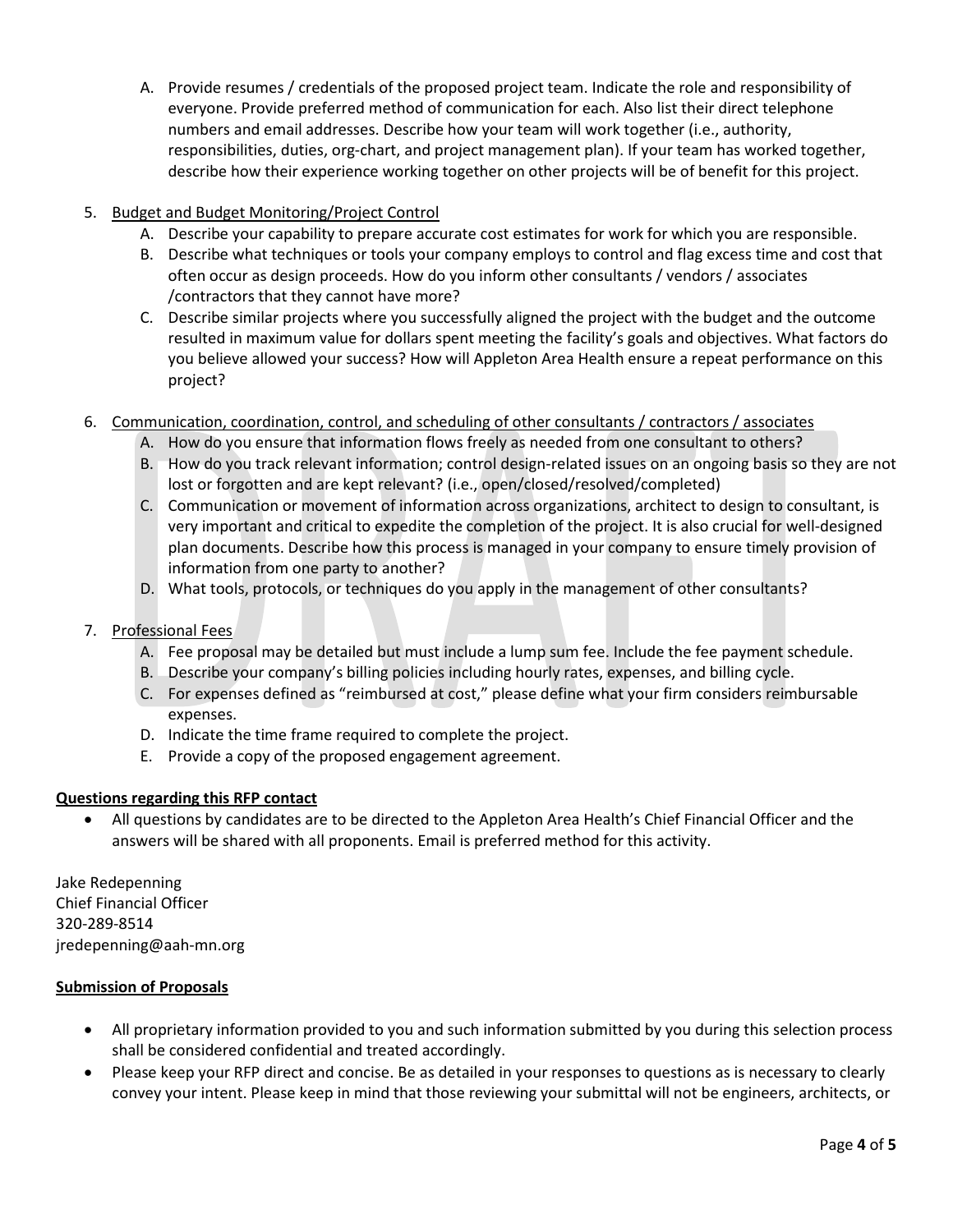A. Provide resumes / credentials of the proposed project team. Indicate the role and responsibility of everyone. Provide preferred method of communication for each. Also list their direct telephone numbers and email addresses. Describe how your team will work together (i.e., authority, responsibilities, duties, org-chart, and project management plan). If your team has worked together, describe how their experience working together on other projects will be of benefit for this project.

5. <u>Budget and Budget Monitoring/Project Control</u>
   A. Describe your capability to prepare accurate cost estimates for work for which you are responsible.
   B. Describe what techniques or tools your company employs to control and flag excess time and cost that often occur as design proceeds. How do you inform other consultants / vendors / associates /contractors that they cannot have more?
   C. Describe similar projects where you successfully aligned the project with the budget and the outcome resulted in maximum value for dollars spent meeting the facility's goals and objectives. What factors do you believe allowed your success? How will Appleton Area Health ensure a repeat performance on this project?

6. <u>Communication, coordination, control, and scheduling of other consultants / contractors / associates</u>
   A. How do you ensure that information flows freely as needed from one consultant to others?
   B. How do you track relevant information; control design-related issues on an ongoing basis so they are not lost or forgotten and are kept relevant? (i.e., open/closed/resolved/completed)
   C. Communication or movement of information across organizations, architect to design to consultant, is very important and critical to expedite the completion of the project. It is also crucial for well-designed plan documents. Describe how this process is managed in your company to ensure timely provision of information from one party to another?
   D. What tools, protocols, or techniques do you apply in the management of other consultants?

7. <u>Professional Fees</u>
   A. Fee proposal may be detailed but must include a lump sum fee. Include the fee payment schedule.
   B. Describe your company's billing policies including hourly rates, expenses, and billing cycle.
   C. For expenses defined as "reimbursed at cost," please define what your firm considers reimbursable expenses.
   D. Indicate the time frame required to complete the project.
   E. Provide a copy of the proposed engagement agreement.

**<u>Questions regarding this RFP contact</u>**

- All questions by candidates are to be directed to the Appleton Area Health's Chief Financial Officer and the answers will be shared with all proponents. Email is preferred method for this activity.

Jake Redepenning
Chief Financial Officer
320-289-8514
jredepenning@aah-mn.org

**<u>Submission of Proposals</u>**

- All proprietary information provided to you and such information submitted by you during this selection process shall be considered confidential and treated accordingly.
- Please keep your RFP direct and concise. Be as detailed in your responses to questions as is necessary to clearly convey your intent. Please keep in mind that those reviewing your submittal will not be engineers, architects, or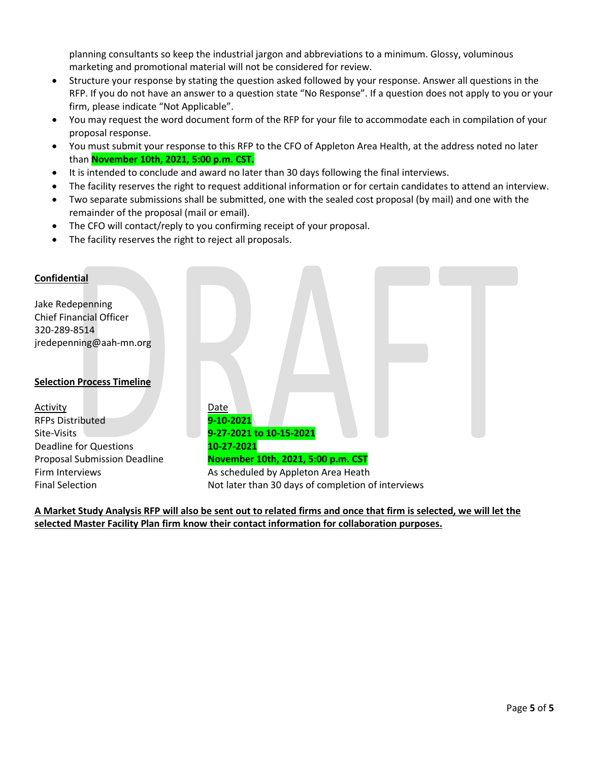planning consultants so keep the industrial jargon and abbreviations to a minimum. Glossy, voluminous marketing and promotional material will not be considered for review.

- Structure your response by stating the question asked followed by your response. Answer all questions in the RFP. If you do not have an answer to a question state "No Response". If a question does not apply to you or your firm, please indicate "Not Applicable".
- You may request the word document form of the RFP for your file to accommodate each in compilation of your proposal response.
- You must submit your response to this RFP to the CFO of Appleton Area Health, at the address noted no later than **November 10th, 2021, 5:00 p.m. CST.**
- It is intended to conclude and award no later than 30 days following the final interviews.
- The facility reserves the right to request additional information or for certain candidates to attend an interview.
- Two separate submissions shall be submitted, one with the sealed cost proposal (by mail) and one with the remainder of the proposal (mail or email).
- The CFO will contact/reply to you confirming receipt of your proposal.
- The facility reserves the right to reject all proposals.

**Confidential**

Jake Redepenning
Chief Financial Officer
320-289-8514
jredepenning@aah-mn.org

**Selection Process Timeline**

| Activity | Date |
| --- | --- |
| RFPs Distributed | **9-10-2021** |
| Site-Visits | **9-27-2021 to 10-15-2021** |
| Deadline for Questions | **10-27-2021** |
| Proposal Submission Deadline | **November 10th, 2021, 5:00 p.m. CST** |
| Firm Interviews | As scheduled by Appleton Area Heath |
| Final Selection | Not later than 30 days of completion of interviews |

**A Market Study Analysis RFP will also be sent out to related firms and once that firm is selected, we will let the selected Master Facility Plan firm know their contact information for collaboration purposes.**